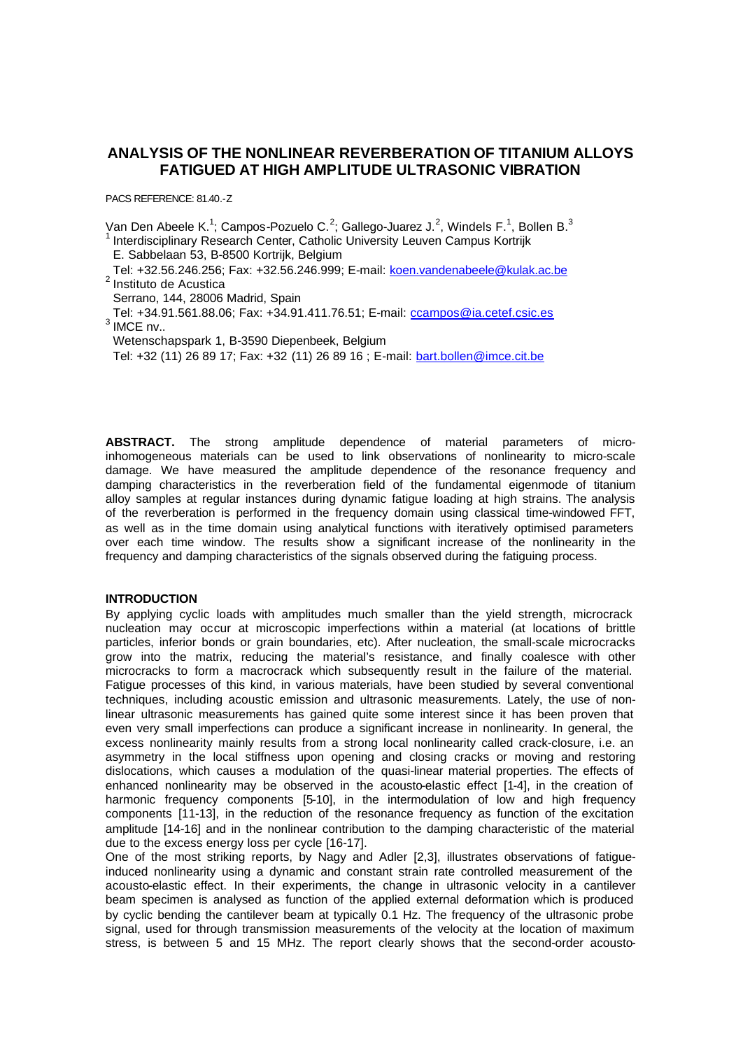# ANALYSIS OF THE NONLINEAR REVERBERATION OF TITANIUM ALLOYS FATIGUED AT HIGH AMPLITUDE ULTRASONIC VIBRATION

PACS REFERENCE: 81.40.-Z

Van Den Abeele K.[1]; Campos-Pozuelo C.[2]; Gallego-Juarez J.[2], Windels F.[1], Bollen B.[3]

[1] Interdisciplinary Research Center, Catholic University Leuven Campus Kortrijk
E. Sabbelaan 53, B-8500 Kortrijk, Belgium
Tel: +32.56.246.256; Fax: +32.56.246.999; E-mail: koen.vandenabeele@kulak.ac.be

[2] Instituto de Acustica
Serrano, 144, 28006 Madrid, Spain
Tel: +34.91.561.88.06; Fax: +34.91.411.76.51; E-mail: ccampos@ia.cetef.csic.es

[3] IMCE nv..
Wetenschapspark 1, B-3590 Diepenbeek, Belgium
Tel: +32 (11) 26 89 17; Fax: +32 (11) 26 89 16 ; E-mail: bart.bollen@imce.cit.be

**ABSTRACT.** The strong amplitude dependence of material parameters of micro-inhomogeneous materials can be used to link observations of nonlinearity to micro-scale damage. We have measured the amplitude dependence of the resonance frequency and damping characteristics in the reverberation field of the fundamental eigenmode of titanium alloy samples at regular instances during dynamic fatigue loading at high strains. The analysis of the reverberation is performed in the frequency domain using classical time-windowed FFT, as well as in the time domain using analytical functions with iteratively optimised parameters over each time window. The results show a significant increase of the nonlinearity in the frequency and damping characteristics of the signals observed during the fatiguing process.

## INTRODUCTION

By applying cyclic loads with amplitudes much smaller than the yield strength, microcrack nucleation may occur at microscopic imperfections within a material (at locations of brittle particles, inferior bonds or grain boundaries, etc). After nucleation, the small-scale microcracks grow into the matrix, reducing the material's resistance, and finally coalesce with other microcracks to form a macrocrack which subsequently result in the failure of the material. Fatigue processes of this kind, in various materials, have been studied by several conventional techniques, including acoustic emission and ultrasonic measurements. Lately, the use of non-linear ultrasonic measurements has gained quite some interest since it has been proven that even very small imperfections can produce a significant increase in nonlinearity. In general, the excess nonlinearity mainly results from a strong local nonlinearity called crack-closure, i.e. an asymmetry in the local stiffness upon opening and closing cracks or moving and restoring dislocations, which causes a modulation of the quasi-linear material properties. The effects of enhanced nonlinearity may be observed in the acousto-elastic effect [1-4], in the creation of harmonic frequency components [5-10], in the intermodulation of low and high frequency components [11-13], in the reduction of the resonance frequency as function of the excitation amplitude [14-16] and in the nonlinear contribution to the damping characteristic of the material due to the excess energy loss per cycle [16-17].

One of the most striking reports, by Nagy and Adler [2,3], illustrates observations of fatigue-induced nonlinearity using a dynamic and constant strain rate controlled measurement of the acousto-elastic effect. In their experiments, the change in ultrasonic velocity in a cantilever beam specimen is analysed as function of the applied external deformation which is produced by cyclic bending the cantilever beam at typically 0.1 Hz. The frequency of the ultrasonic probe signal, used for through transmission measurements of the velocity at the location of maximum stress, is between 5 and 15 MHz. The report clearly shows that the second-order acousto-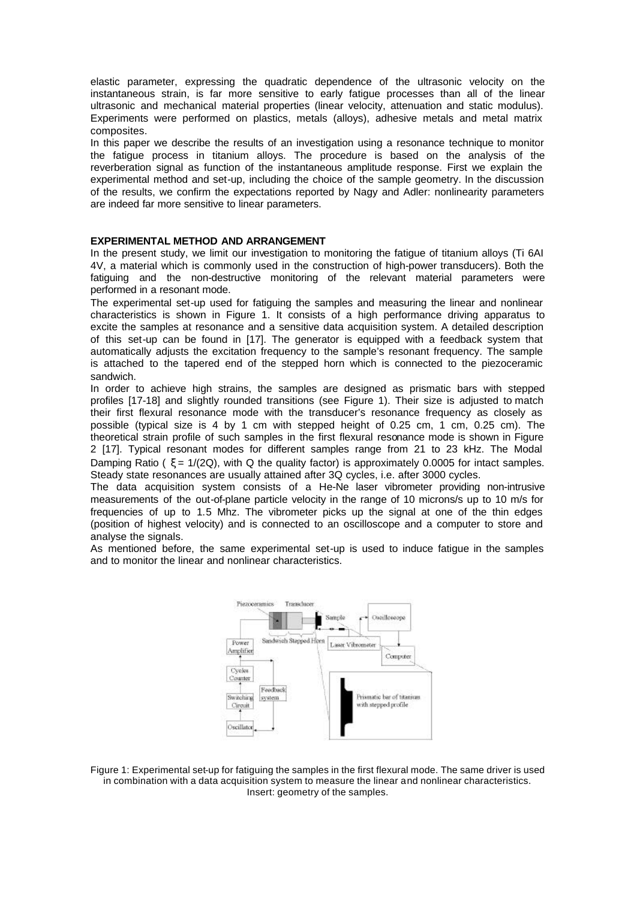elastic parameter, expressing the quadratic dependence of the ultrasonic velocity on the instantaneous strain, is far more sensitive to early fatigue processes than all of the linear ultrasonic and mechanical material properties (linear velocity, attenuation and static modulus). Experiments were performed on plastics, metals (alloys), adhesive metals and metal matrix composites.

In this paper we describe the results of an investigation using a resonance technique to monitor the fatigue process in titanium alloys. The procedure is based on the analysis of the reverberation signal as function of the instantaneous amplitude response. First we explain the experimental method and set-up, including the choice of the sample geometry. In the discussion of the results, we confirm the expectations reported by Nagy and Adler: nonlinearity parameters are indeed far more sensitive to linear parameters.

## EXPERIMENTAL METHOD AND ARRANGEMENT

In the present study, we limit our investigation to monitoring the fatigue of titanium alloys (Ti 6Al 4V, a material which is commonly used in the construction of high-power transducers). Both the fatiguing and the non-destructive monitoring of the relevant material parameters were performed in a resonant mode.

The experimental set-up used for fatiguing the samples and measuring the linear and nonlinear characteristics is shown in Figure 1. It consists of a high performance driving apparatus to excite the samples at resonance and a sensitive data acquisition system. A detailed description of this set-up can be found in [17]. The generator is equipped with a feedback system that automatically adjusts the excitation frequency to the sample's resonant frequency. The sample is attached to the tapered end of the stepped horn which is connected to the piezoceramic sandwich.

In order to achieve high strains, the samples are designed as prismatic bars with stepped profiles [17-18] and slightly rounded transitions (see Figure 1). Their size is adjusted to match their first flexural resonance mode with the transducer's resonance frequency as closely as possible (typical size is 4 by 1 cm with stepped height of 0.25 cm, 1 cm, 0.25 cm). The theoretical strain profile of such samples in the first flexural resonance mode is shown in Figure 2 [17]. Typical resonant modes for different samples range from 21 to 23 kHz. The Modal Damping Ratio ( $\xi = 1/(2Q)$, with Q the quality factor) is approximately 0.0005 for intact samples. Steady state resonances are usually attained after 3Q cycles, i.e. after 3000 cycles.

The data acquisition system consists of a He-Ne laser vibrometer providing non-intrusive measurements of the out-of-plane particle velocity in the range of 10 microns/s up to 10 m/s for frequencies of up to 1.5 Mhz. The vibrometer picks up the signal at one of the thin edges (position of highest velocity) and is connected to an oscilloscope and a computer to store and analyse the signals.

As mentioned before, the same experimental set-up is used to induce fatigue in the samples and to monitor the linear and nonlinear characteristics.

Figure 1: Experimental set-up for fatiguing the samples in the first flexural mode. The same driver is used in combination with a data acquisition system to measure the linear and nonlinear characteristics. Insert: geometry of the samples.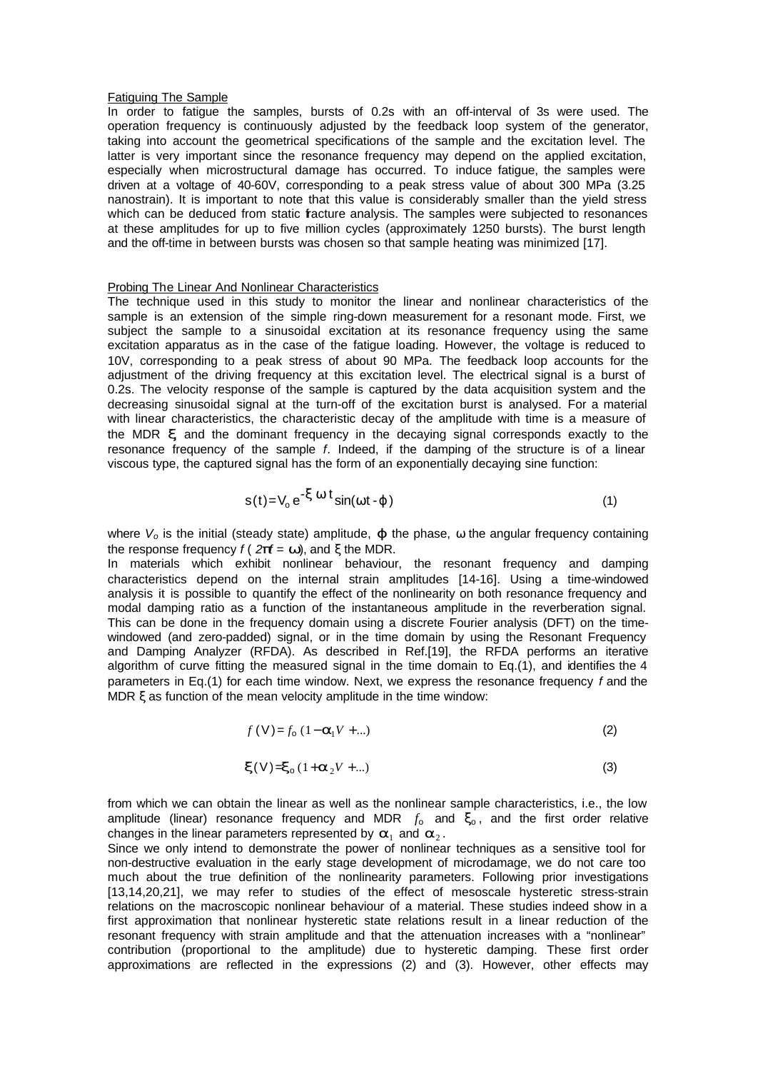Fatiguing The Sample

In order to fatigue the samples, bursts of 0.2s with an off-interval of 3s were used. The operation frequency is continuously adjusted by the feedback loop system of the generator, taking into account the geometrical specifications of the sample and the excitation level. The latter is very important since the resonance frequency may depend on the applied excitation, especially when microstructural damage has occurred. To induce fatigue, the samples were driven at a voltage of 40-60V, corresponding to a peak stress value of about 300 MPa (3.25 nanostrain). It is important to note that this value is considerably smaller than the yield stress which can be deduced from static fracture analysis. The samples were subjected to resonances at these amplitudes for up to five million cycles (approximately 1250 bursts). The burst length and the off-time in between bursts was chosen so that sample heating was minimized [17].

Probing The Linear And Nonlinear Characteristics

The technique used in this study to monitor the linear and nonlinear characteristics of the sample is an extension of the simple ring-down measurement for a resonant mode. First, we subject the sample to a sinusoidal excitation at its resonance frequency using the same excitation apparatus as in the case of the fatigue loading. However, the voltage is reduced to 10V, corresponding to a peak stress of about 90 MPa. The feedback loop accounts for the adjustment of the driving frequency at this excitation level. The electrical signal is a burst of 0.2s. The velocity response of the sample is captured by the data acquisition system and the decreasing sinusoidal signal at the turn-off of the excitation burst is analysed. For a material with linear characteristics, the characteristic decay of the amplitude with time is a measure of the MDR $\xi$, and the dominant frequency in the decaying signal corresponds exactly to the resonance frequency of the sample $f$. Indeed, if the damping of the structure is of a linear viscous type, the captured signal has the form of an exponentially decaying sine function:

$$s(t) = V_o e^{-\xi \omega t} \sin(\omega t - \varphi) \tag{1}$$

where $V_o$ is the initial (steady state) amplitude, $\varphi$ the phase, $\omega$ the angular frequency containing the response frequency $f$ ( $2\pi f = \omega$), and $\xi$ the MDR.

In materials which exhibit nonlinear behaviour, the resonant frequency and damping characteristics depend on the internal strain amplitudes [14-16]. Using a time-windowed analysis it is possible to quantify the effect of the nonlinearity on both resonance frequency and modal damping ratio as a function of the instantaneous amplitude in the reverberation signal. This can be done in the frequency domain using a discrete Fourier analysis (DFT) on the time-windowed (and zero-padded) signal, or in the time domain by using the Resonant Frequency and Damping Analyzer (RFDA). As described in Ref.[19], the RFDA performs an iterative algorithm of curve fitting the measured signal in the time domain to Eq.(1), and identifies the 4 parameters in Eq.(1) for each time window. Next, we express the resonance frequency $f$ and the MDR $\xi$ as function of the mean velocity amplitude in the time window:

$$f(V) = f_o (1 - \alpha_1 V + \ldots) \tag{2}$$

$$\xi(V) = \xi_o (1 + \alpha_2 V + \ldots) \tag{3}$$

from which we can obtain the linear as well as the nonlinear sample characteristics, i.e., the low amplitude (linear) resonance frequency and MDR $f_o$ and $\xi_o$, and the first order relative changes in the linear parameters represented by $\alpha_1$ and $\alpha_2$.

Since we only intend to demonstrate the power of nonlinear techniques as a sensitive tool for non-destructive evaluation in the early stage development of microdamage, we do not care too much about the true definition of the nonlinearity parameters. Following prior investigations [13,14,20,21], we may refer to studies of the effect of mesoscale hysteretic stress-strain relations on the macroscopic nonlinear behaviour of a material. These studies indeed show in a first approximation that nonlinear hysteretic state relations result in a linear reduction of the resonant frequency with strain amplitude and that the attenuation increases with a "nonlinear" contribution (proportional to the amplitude) due to hysteretic damping. These first order approximations are reflected in the expressions (2) and (3). However, other effects may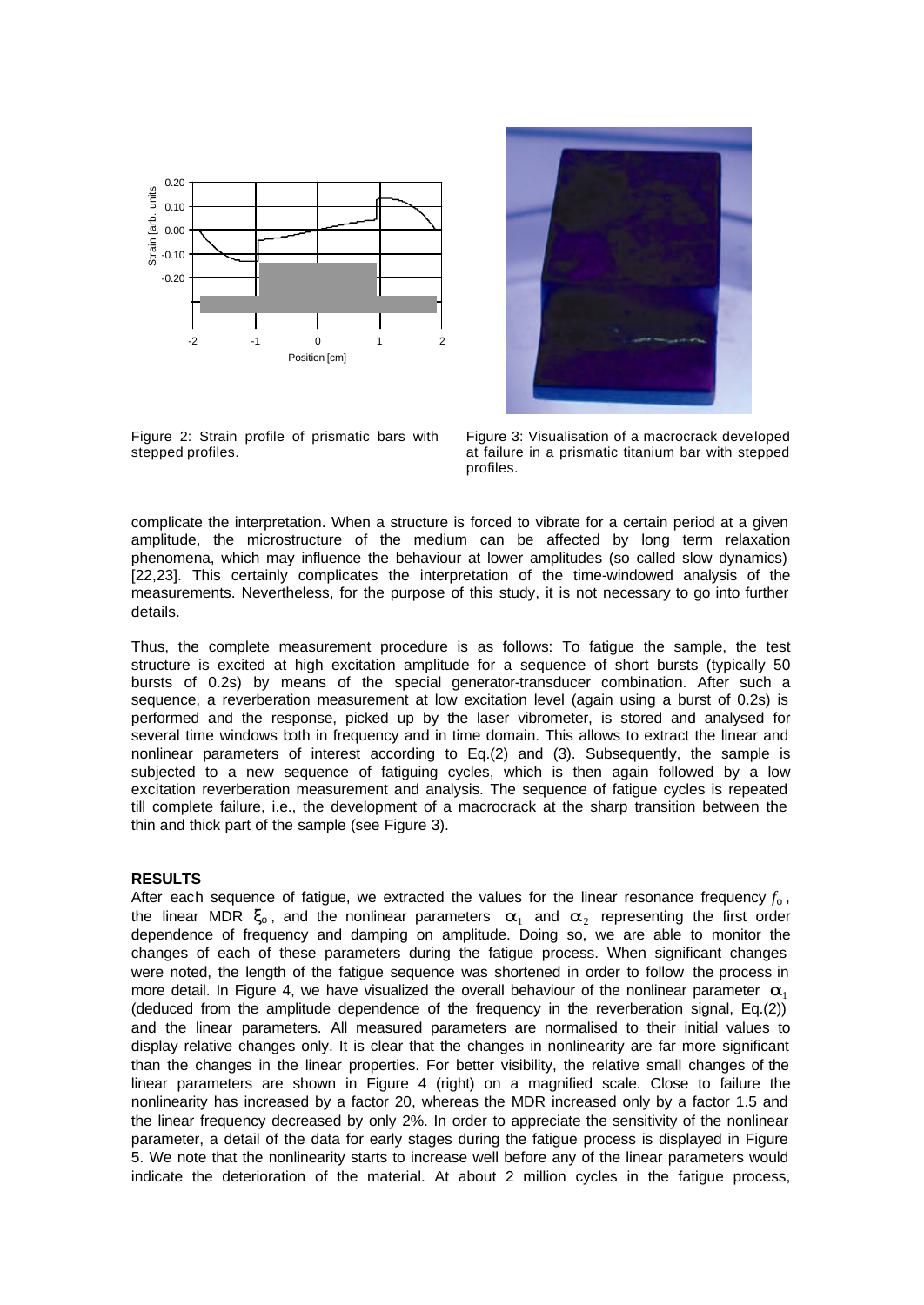Figure 2: Strain profile of prismatic bars with stepped profiles.

Figure 3: Visualisation of a macrocrack developed at failure in a prismatic titanium bar with stepped profiles.

complicate the interpretation. When a structure is forced to vibrate for a certain period at a given amplitude, the microstructure of the medium can be affected by long term relaxation phenomena, which may influence the behaviour at lower amplitudes (so called slow dynamics) [22,23]. This certainly complicates the interpretation of the time-windowed analysis of the measurements. Nevertheless, for the purpose of this study, it is not necessary to go into further details.

Thus, the complete measurement procedure is as follows: To fatigue the sample, the test structure is excited at high excitation amplitude for a sequence of short bursts (typically 50 bursts of 0.2s) by means of the special generator-transducer combination. After such a sequence, a reverberation measurement at low excitation level (again using a burst of 0.2s) is performed and the response, picked up by the laser vibrometer, is stored and analysed for several time windows both in frequency and in time domain. This allows to extract the linear and nonlinear parameters of interest according to Eq.(2) and (3). Subsequently, the sample is subjected to a new sequence of fatiguing cycles, which is then again followed by a low excitation reverberation measurement and analysis. The sequence of fatigue cycles is repeated till complete failure, i.e., the development of a macrocrack at the sharp transition between the thin and thick part of the sample (see Figure 3).

**RESULTS**

After each sequence of fatigue, we extracted the values for the linear resonance frequency $f_o$, the linear MDR $\xi_o$, and the nonlinear parameters $\alpha_1$ and $\alpha_2$ representing the first order dependence of frequency and damping on amplitude. Doing so, we are able to monitor the changes of each of these parameters during the fatigue process. When significant changes were noted, the length of the fatigue sequence was shortened in order to follow the process in more detail. In Figure 4, we have visualized the overall behaviour of the nonlinear parameter $\alpha_1$ (deduced from the amplitude dependence of the frequency in the reverberation signal, Eq.(2)) and the linear parameters. All measured parameters are normalised to their initial values to display relative changes only. It is clear that the changes in nonlinearity are far more significant than the changes in the linear properties. For better visibility, the relative small changes of the linear parameters are shown in Figure 4 (right) on a magnified scale. Close to failure the nonlinearity has increased by a factor 20, whereas the MDR increased only by a factor 1.5 and the linear frequency decreased by only 2%. In order to appreciate the sensitivity of the nonlinear parameter, a detail of the data for early stages during the fatigue process is displayed in Figure 5. We note that the nonlinearity starts to increase well before any of the linear parameters would indicate the deterioration of the material. At about 2 million cycles in the fatigue process,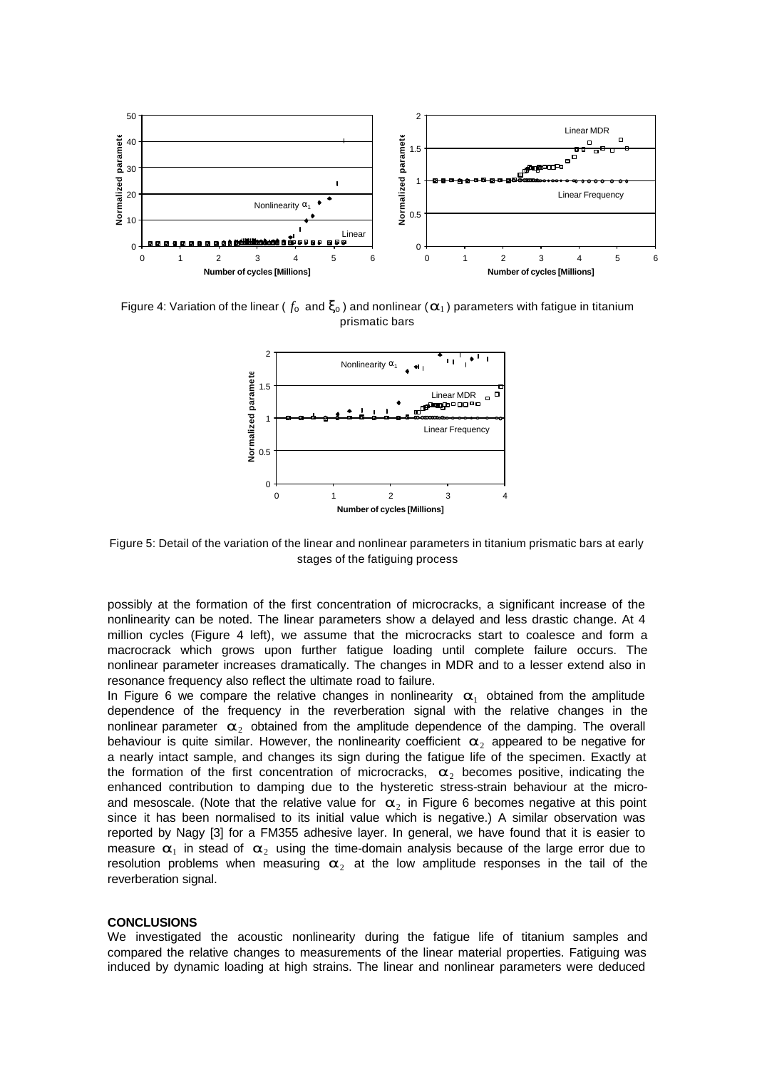Figure 4: Variation of the linear ( $f_o$ and $\xi_o$ ) and nonlinear ($\alpha_1$ ) parameters with fatigue in titanium prismatic bars

Figure 5: Detail of the variation of the linear and nonlinear parameters in titanium prismatic bars at early stages of the fatiguing process

possibly at the formation of the first concentration of microcracks, a significant increase of the nonlinearity can be noted. The linear parameters show a delayed and less drastic change. At 4 million cycles (Figure 4 left), we assume that the microcracks start to coalesce and form a macrocrack which grows upon further fatigue loading until complete failure occurs. The nonlinear parameter increases dramatically. The changes in MDR and to a lesser extend also in resonance frequency also reflect the ultimate road to failure.

In Figure 6 we compare the relative changes in nonlinearity $\alpha_1$ obtained from the amplitude dependence of the frequency in the reverberation signal with the relative changes in the nonlinear parameter $\alpha_2$ obtained from the amplitude dependence of the damping. The overall behaviour is quite similar. However, the nonlinearity coefficient $\alpha_2$ appeared to be negative for a nearly intact sample, and changes its sign during the fatigue life of the specimen. Exactly at the formation of the first concentration of microcracks, $\alpha_2$ becomes positive, indicating the enhanced contribution to damping due to the hysteretic stress-strain behaviour at the micro- and mesoscale. (Note that the relative value for $\alpha_2$ in Figure 6 becomes negative at this point since it has been normalised to its initial value which is negative.) A similar observation was reported by Nagy [3] for a FM355 adhesive layer. In general, we have found that it is easier to measure $\alpha_1$ in stead of $\alpha_2$ using the time-domain analysis because of the large error due to resolution problems when measuring $\alpha_2$ at the low amplitude responses in the tail of the reverberation signal.

## CONCLUSIONS

We investigated the acoustic nonlinearity during the fatigue life of titanium samples and compared the relative changes to measurements of the linear material properties. Fatiguing was induced by dynamic loading at high strains. The linear and nonlinear parameters were deduced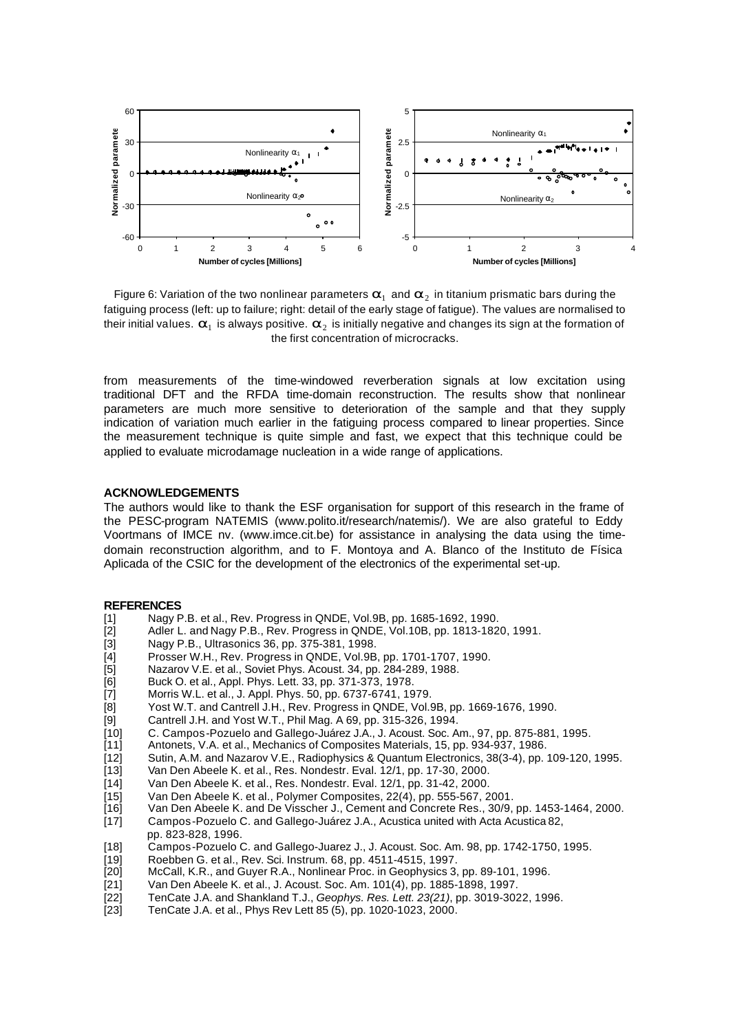60
30
0
-30
-60
0 1 2 3 4 5 6
Normalized paramete
Number of cycles [Millions]
Nonlinearity $\alpha_1$
Nonlinearity $\alpha_2$

5
2.5
0
-2.5
-5
0 1 2 3 4
Normalized paramete
Number of cycles [Millions]
Nonlinearity $\alpha_1$
Nonlinearity $\alpha_2$

Figure 6: Variation of the two nonlinear parameters $\alpha_1$ and $\alpha_2$ in titanium prismatic bars during the fatiguing process (left: up to failure; right: detail of the early stage of fatigue). The values are normalised to their initial values. $\alpha_1$ is always positive. $\alpha_2$ is initially negative and changes its sign at the formation of the first concentration of microcracks.

from measurements of the time-windowed reverberation signals at low excitation using traditional DFT and the RFDA time-domain reconstruction. The results show that nonlinear parameters are much more sensitive to deterioration of the sample and that they supply indication of variation much earlier in the fatiguing process compared to linear properties. Since the measurement technique is quite simple and fast, we expect that this technique could be applied to evaluate microdamage nucleation in a wide range of applications.

## ACKNOWLEDGEMENTS

The authors would like to thank the ESF organisation for support of this research in the frame of the PESC-program NATEMIS (www.polito.it/research/natemis/). We are also grateful to Eddy Voortmans of IMCE nv. (www.imce.cit.be) for assistance in analysing the data using the time-domain reconstruction algorithm, and to F. Montoya and A. Blanco of the Instituto de Física Aplicada of the CSIC for the development of the electronics of the experimental set-up.

## REFERENCES

[1] Nagy P.B. et al., Rev. Progress in QNDE, Vol.9B, pp. 1685-1692, 1990.
[2] Adler L. and Nagy P.B., Rev. Progress in QNDE, Vol.10B, pp. 1813-1820, 1991.
[3] Nagy P.B., Ultrasonics 36, pp. 375-381, 1998.
[4] Prosser W.H., Rev. Progress in QNDE, Vol.9B, pp. 1701-1707, 1990.
[5] Nazarov V.E. et al., Soviet Phys. Acoust. 34, pp. 284-289, 1988.
[6] Buck O. et al., Appl. Phys. Lett. 33, pp. 371-373, 1978.
[7] Morris W.L. et al., J. Appl. Phys. 50, pp. 6737-6741, 1979.
[8] Yost W.T. and Cantrell J.H., Rev. Progress in QNDE, Vol.9B, pp. 1669-1676, 1990.
[9] Cantrell J.H. and Yost W.T., Phil Mag. A 69, pp. 315-326, 1994.
[10] C. Campos-Pozuelo and Gallego-Juárez J.A., J. Acoust. Soc. Am., 97, pp. 875-881, 1995.
[11] Antonets, V.A. et al., Mechanics of Composites Materials, 15, pp. 934-937, 1986.
[12] Sutin, A.M. and Nazarov V.E., Radiophysics & Quantum Electronics, 38(3-4), pp. 109-120, 1995.
[13] Van Den Abeele K. et al., Res. Nondestr. Eval. 12/1, pp. 17-30, 2000.
[14] Van Den Abeele K. et al., Res. Nondestr. Eval. 12/1, pp. 31-42, 2000.
[15] Van Den Abeele K. et al., Polymer Composites, 22(4), pp. 555-567, 2001.
[16] Van Den Abeele K. and De Visscher J., Cement and Concrete Res., 30/9, pp. 1453-1464, 2000.
[17] Campos-Pozuelo C. and Gallego-Juárez J.A., Acustica united with Acta Acustica 82, pp. 823-828, 1996.
[18] Campos-Pozuelo C. and Gallego-Juarez J., J. Acoust. Soc. Am. 98, pp. 1742-1750, 1995.
[19] Roebben G. et al., Rev. Sci. Instrum. 68, pp. 4511-4515, 1997.
[20] McCall, K.R., and Guyer R.A., Nonlinear Proc. in Geophysics 3, pp. 89-101, 1996.
[21] Van Den Abeele K. et al., J. Acoust. Soc. Am. 101(4), pp. 1885-1898, 1997.
[22] TenCate J.A. and Shankland T.J., *Geophys. Res. Lett. 23(21)*, pp. 3019-3022, 1996.
[23] TenCate J.A. et al., Phys Rev Lett 85 (5), pp. 1020-1023, 2000.